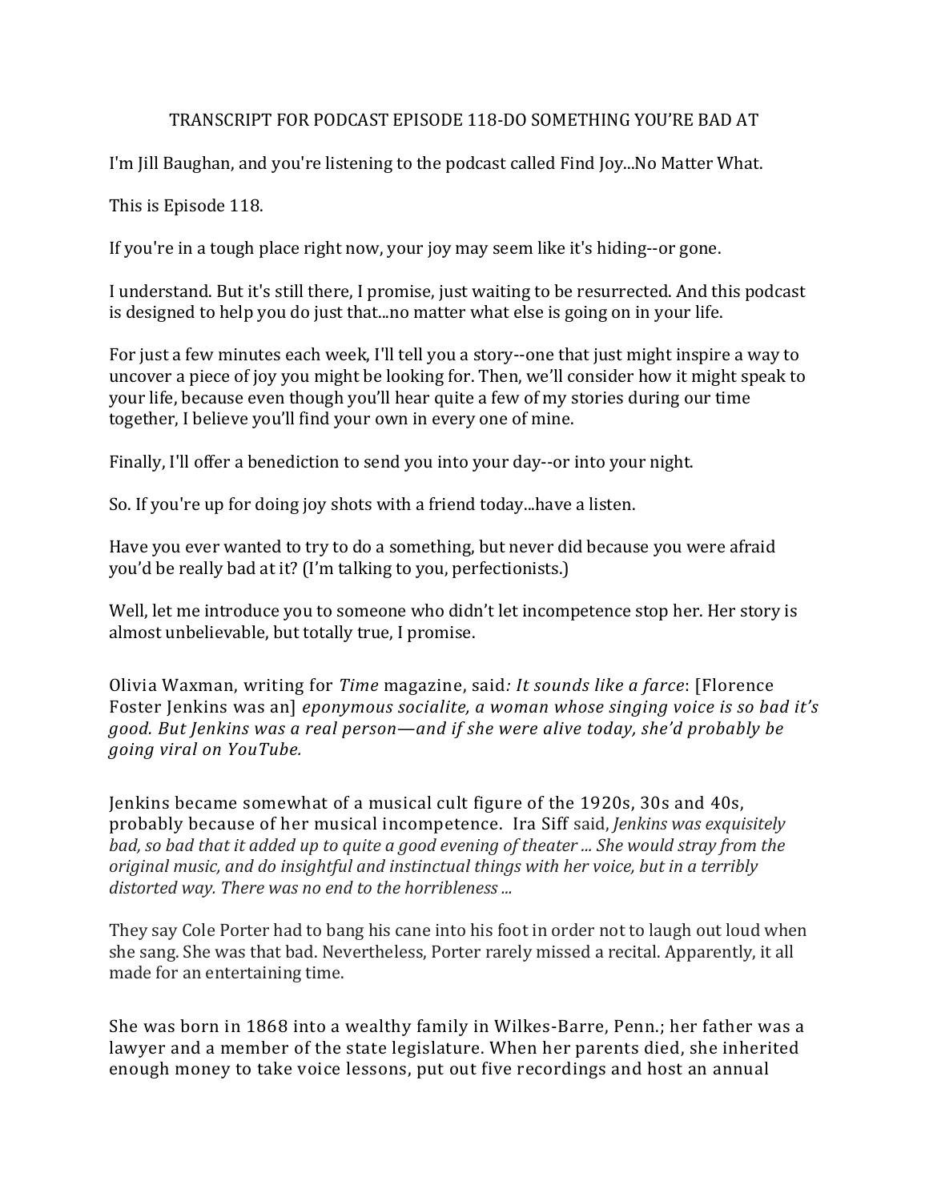# TRANSCRIPT FOR PODCAST EPISODE 118-DO SOMETHING YOU'RE BAD AT

I'm Jill Baughan, and you're listening to the podcast called Find Joy...No Matter What.

This is Episode 118.

If you're in a tough place right now, your joy may seem like it's hiding--or gone.

I understand. But it's still there, I promise, just waiting to be resurrected. And this podcast is designed to help you do just that...no matter what else is going on in your life.

For just a few minutes each week, I'll tell you a story--one that just might inspire a way to uncover a piece of joy you might be looking for. Then, we'll consider how it might speak to your life, because even though you'll hear quite a few of my stories during our time together, I believe you'll find your own in every one of mine.

Finally, I'll offer a benediction to send you into your day--or into your night.

So. If you're up for doing joy shots with a friend today...have a listen.

Have you ever wanted to try to do a something, but never did because you were afraid you'd be really bad at it? (I'm talking to you, perfectionists.)

Well, let me introduce you to someone who didn't let incompetence stop her. Her story is almost unbelievable, but totally true, I promise.

Olivia Waxman, writing for *Time* magazine, said*: It sounds like a farce*: [Florence Foster Jenkins was an] *eponymous socialite, a woman whose singing voice is so bad it's good. But Jenkins was a real person—and if she were alive today, she'd probably be going viral on YouTube.*

Jenkins became somewhat of a musical cult figure of the 1920s, 30s and 40s, probably because of her musical incompetence. Ira Siff said, *Jenkins was exquisitely bad, so bad that it added up to quite a good evening of theater ... She would stray from the original music, and do insightful and instinctual things with her voice, but in a terribly distorted way. There was no end to the horribleness ...*

They say Cole Porter had to bang his cane into his foot in order not to laugh out loud when she sang. She was that bad. Nevertheless, Porter rarely missed a recital. Apparently, it all made for an entertaining time.

She was born in 1868 into a wealthy family in Wilkes-Barre, Penn.; her father was a lawyer and a member of the state legislature. When her parents died, she inherited enough money to take voice lessons, put out five recordings and host an annual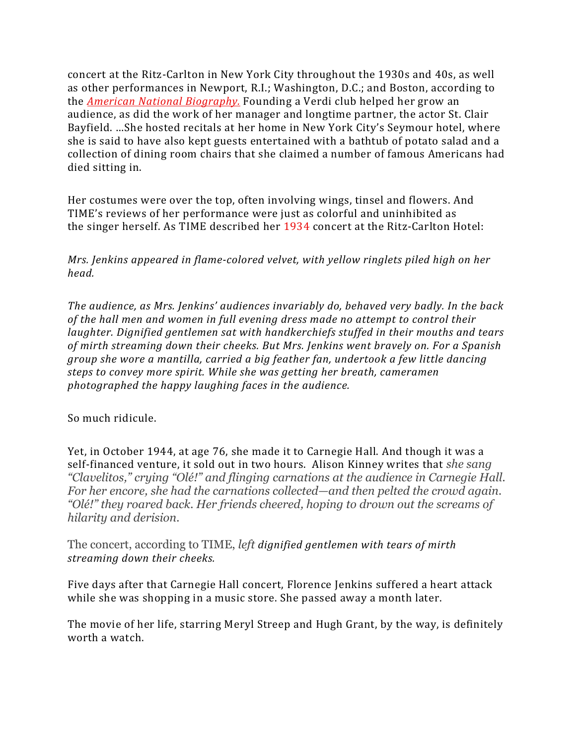concert at the Ritz-Carlton in New York City throughout the 1930s and 40s, as well as other performances in Newport, R.I.; Washington, D.C.; and Boston, according to the [*American National Biography.*]() Founding a Verdi club helped her grow an audience, as did the work of her manager and longtime partner, the actor St. Clair Bayfield. …She hosted recitals at her home in New York City's Seymour hotel, where she is said to have also kept guests entertained with a bathtub of potato salad and a collection of dining room chairs that she claimed a number of famous Americans had died sitting in.

Her costumes were over the top, often involving wings, tinsel and flowers. And TIME's reviews of her performance were just as colorful and uninhibited as the singer herself. As TIME described her 1934 concert at the Ritz-Carlton Hotel:

*Mrs. Jenkins appeared in flame-colored velvet, with yellow ringlets piled high on her head.*

*The audience, as Mrs. Jenkins' audiences invariably do, behaved very badly. In the back of the hall men and women in full evening dress made no attempt to control their laughter. Dignified gentlemen sat with handkerchiefs stuffed in their mouths and tears of mirth streaming down their cheeks. But Mrs. Jenkins went bravely on. For a Spanish group she wore a mantilla, carried a big feather fan, undertook a few little dancing steps to convey more spirit. While she was getting her breath, cameramen photographed the happy laughing faces in the audience.*

So much ridicule.

Yet, in October 1944, at age 76, she made it to Carnegie Hall. And though it was a self-financed venture, it sold out in two hours. Alison Kinney writes that *she sang "Clavelitos," crying "Olé!" and flinging carnations at the audience in Carnegie Hall. For her encore, she had the carnations collected—and then pelted the crowd again. "Olé!" they roared back. Her friends cheered, hoping to drown out the screams of hilarity and derision.*

The concert, according to TIME, *left dignified gentlemen with tears of mirth streaming down their cheeks.*

Five days after that Carnegie Hall concert, Florence Jenkins suffered a heart attack while she was shopping in a music store. She passed away a month later.

The movie of her life, starring Meryl Streep and Hugh Grant, by the way, is definitely worth a watch.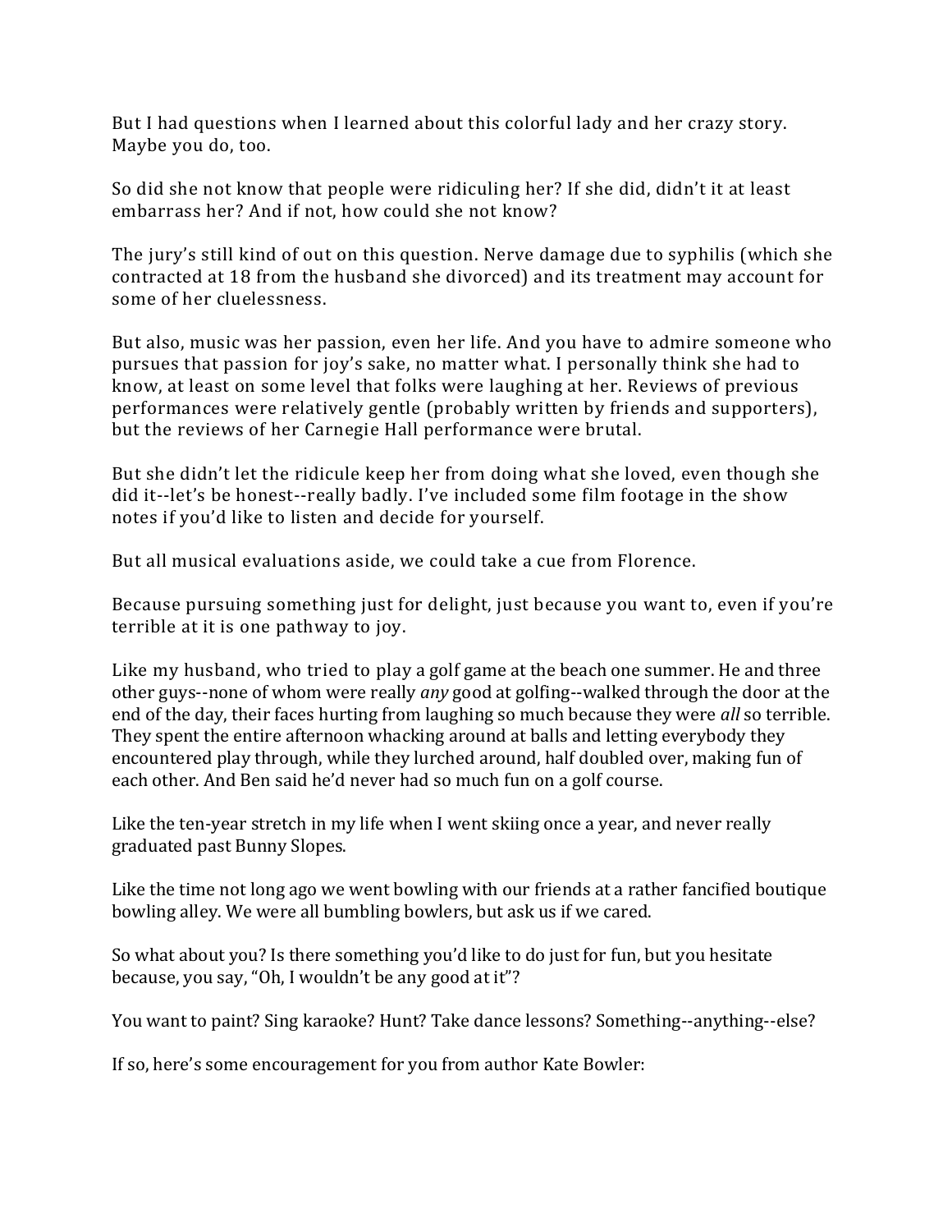But I had questions when I learned about this colorful lady and her crazy story. Maybe you do, too.

So did she not know that people were ridiculing her? If she did, didn't it at least embarrass her? And if not, how could she not know?

The jury's still kind of out on this question. Nerve damage due to syphilis (which she contracted at 18 from the husband she divorced) and its treatment may account for some of her cluelessness.

But also, music was her passion, even her life. And you have to admire someone who pursues that passion for joy's sake, no matter what. I personally think she had to know, at least on some level that folks were laughing at her. Reviews of previous performances were relatively gentle (probably written by friends and supporters), but the reviews of her Carnegie Hall performance were brutal.

But she didn't let the ridicule keep her from doing what she loved, even though she did it--let's be honest--really badly. I've included some film footage in the show notes if you'd like to listen and decide for yourself.

But all musical evaluations aside, we could take a cue from Florence.

Because pursuing something just for delight, just because you want to, even if you're terrible at it is one pathway to joy.

Like my husband, who tried to play a golf game at the beach one summer. He and three other guys--none of whom were really *any* good at golfing--walked through the door at the end of the day, their faces hurting from laughing so much because they were *all* so terrible. They spent the entire afternoon whacking around at balls and letting everybody they encountered play through, while they lurched around, half doubled over, making fun of each other. And Ben said he'd never had so much fun on a golf course.

Like the ten-year stretch in my life when I went skiing once a year, and never really graduated past Bunny Slopes.

Like the time not long ago we went bowling with our friends at a rather fancified boutique bowling alley. We were all bumbling bowlers, but ask us if we cared.

So what about you? Is there something you'd like to do just for fun, but you hesitate because, you say, "Oh, I wouldn't be any good at it"?

You want to paint? Sing karaoke? Hunt? Take dance lessons? Something--anything--else?

If so, here's some encouragement for you from author Kate Bowler: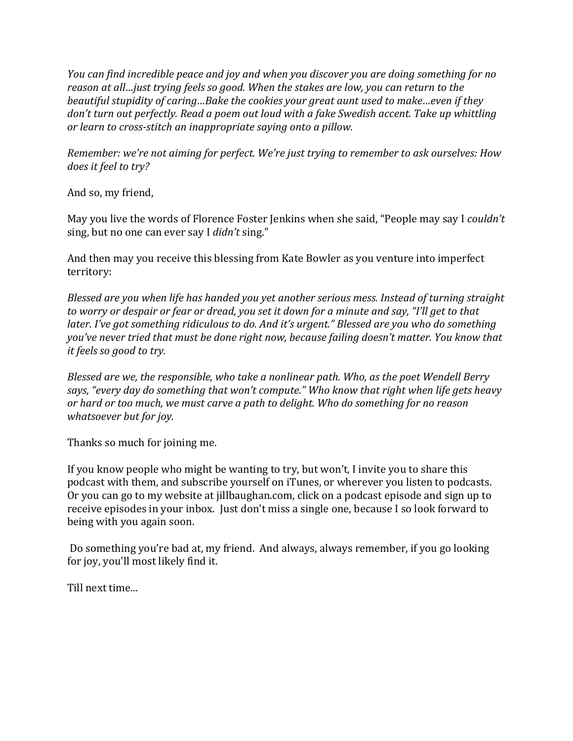*You can find incredible peace and joy and when you discover you are doing something for no reason at all…just trying feels so good. When the stakes are low, you can return to the beautiful stupidity of caring…Bake the cookies your great aunt used to make…even if they don't turn out perfectly. Read a poem out loud with a fake Swedish accent. Take up whittling or learn to cross-stitch an inappropriate saying onto a pillow.*

*Remember: we're not aiming for perfect. We're just trying to remember to ask ourselves: How does it feel to try?*

And so, my friend,

May you live the words of Florence Foster Jenkins when she said, "People may say I *couldn't* sing, but no one can ever say I *didn't* sing."

And then may you receive this blessing from Kate Bowler as you venture into imperfect territory:

*Blessed are you when life has handed you yet another serious mess. Instead of turning straight to worry or despair or fear or dread, you set it down for a minute and say, "I'll get to that later. I've got something ridiculous to do. And it's urgent." Blessed are you who do something you've never tried that must be done right now, because failing doesn't matter. You know that it feels so good to try.*

*Blessed are we, the responsible, who take a nonlinear path. Who, as the poet Wendell Berry says, "every day do something that won't compute." Who know that right when life gets heavy or hard or too much, we must carve a path to delight. Who do something for no reason whatsoever but for joy.*

Thanks so much for joining me.

If you know people who might be wanting to try, but won't, I invite you to share this podcast with them, and subscribe yourself on iTunes, or wherever you listen to podcasts. Or you can go to my website at jillbaughan.com, click on a podcast episode and sign up to receive episodes in your inbox. Just don't miss a single one, because I so look forward to being with you again soon.

Do something you're bad at, my friend. And always, always remember, if you go looking for joy, you'll most likely find it.

Till next time...